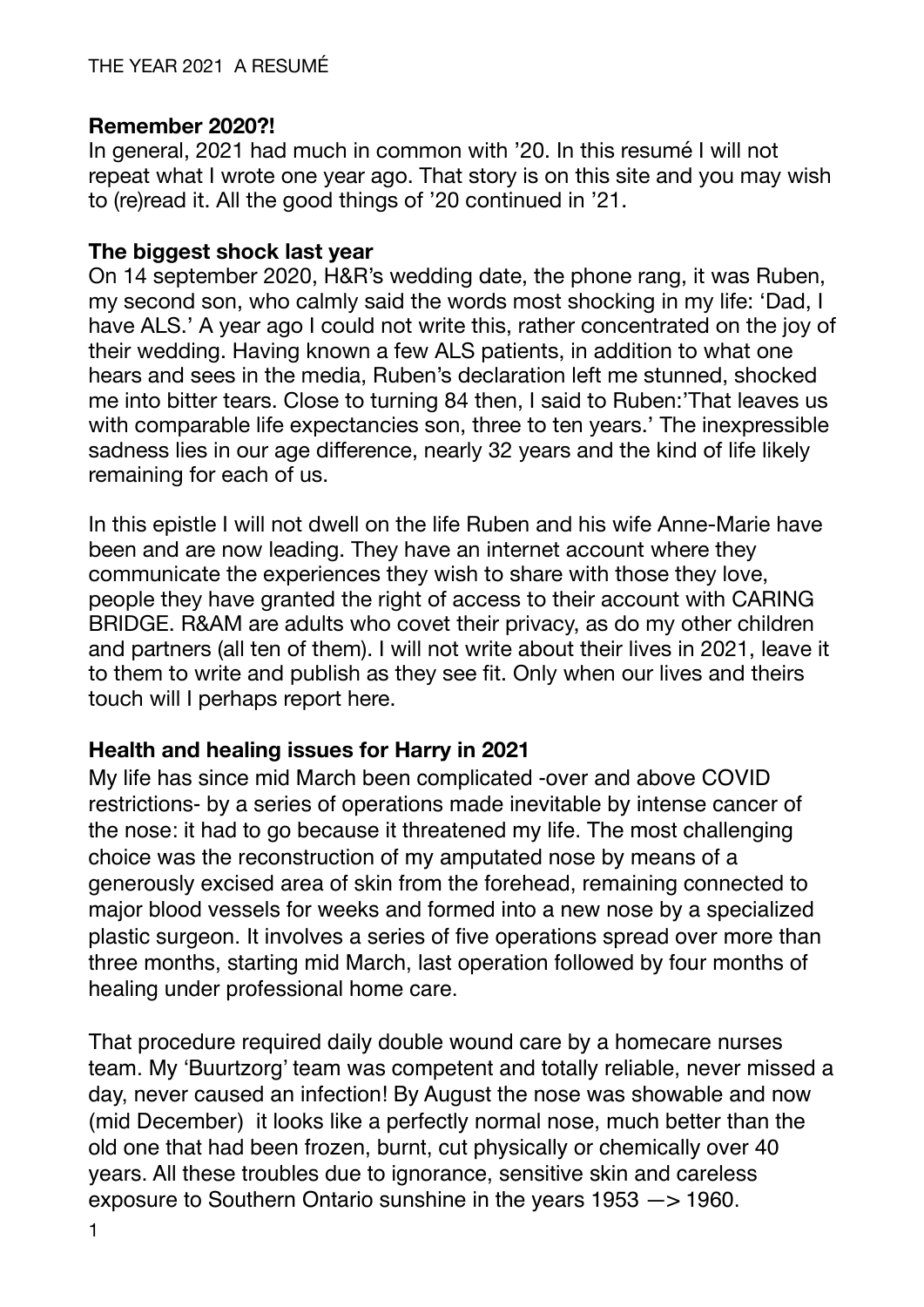THE YEAR 2021 A RESUMÉ

**Remember 2020?!**

In general, 2021 had much in common with '20. In this resumé I will not repeat what I wrote one year ago. That story is on this site and you may wish to (re)read it. All the good things of '20 continued in '21.

**The biggest shock last year**

On 14 september 2020, H&R's wedding date, the phone rang, it was Ruben, my second son, who calmly said the words most shocking in my life: 'Dad, I have ALS.' A year ago I could not write this, rather concentrated on the joy of their wedding. Having known a few ALS patients, in addition to what one hears and sees in the media, Ruben's declaration left me stunned, shocked me into bitter tears. Close to turning 84 then, I said to Ruben:'That leaves us with comparable life expectancies son, three to ten years.' The inexpressible sadness lies in our age difference, nearly 32 years and the kind of life likely remaining for each of us.

In this epistle I will not dwell on the life Ruben and his wife Anne-Marie have been and are now leading. They have an internet account where they communicate the experiences they wish to share with those they love, people they have granted the right of access to their account with CARING BRIDGE. R&AM are adults who covet their privacy, as do my other children and partners (all ten of them). I will not write about their lives in 2021, leave it to them to write and publish as they see fit. Only when our lives and theirs touch will I perhaps report here.

**Health and healing issues for Harry in 2021**

My life has since mid March been complicated -over and above COVID restrictions- by a series of operations made inevitable by intense cancer of the nose: it had to go because it threatened my life. The most challenging choice was the reconstruction of my amputated nose by means of a generously excised area of skin from the forehead, remaining connected to major blood vessels for weeks and formed into a new nose by a specialized plastic surgeon. It involves a series of five operations spread over more than three months, starting mid March, last operation followed by four months of healing under professional home care.

That procedure required daily double wound care by a homecare nurses team. My 'Buurtzorg' team was competent and totally reliable, never missed a day, never caused an infection! By August the nose was showable and now (mid December) it looks like a perfectly normal nose, much better than the old one that had been frozen, burnt, cut physically or chemically over 40 years. All these troubles due to ignorance, sensitive skin and careless exposure to Southern Ontario sunshine in the years 1953 —> 1960.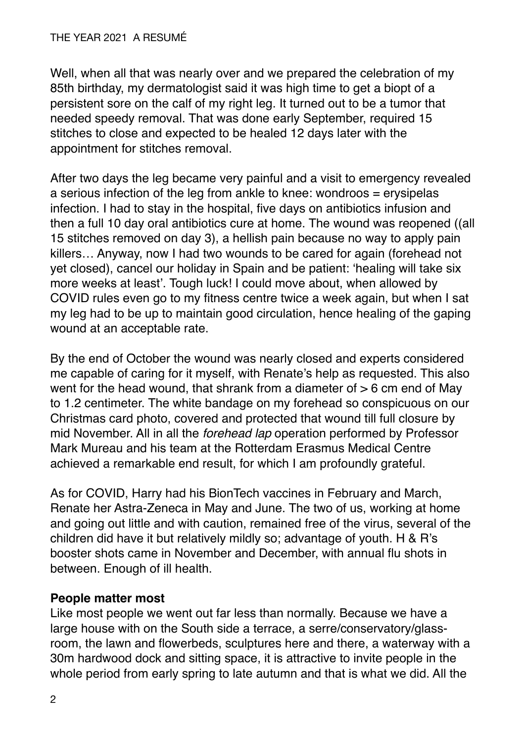Well, when all that was nearly over and we prepared the celebration of my 85th birthday, my dermatologist said it was high time to get a biopt of a persistent sore on the calf of my right leg. It turned out to be a tumor that needed speedy removal. That was done early September, required 15 stitches to close and expected to be healed 12 days later with the appointment for stitches removal.

After two days the leg became very painful and a visit to emergency revealed a serious infection of the leg from ankle to knee: wondroos = erysipelas infection. I had to stay in the hospital, five days on antibiotics infusion and then a full 10 day oral antibiotics cure at home. The wound was reopened ((all 15 stitches removed on day 3), a hellish pain because no way to apply pain killers… Anyway, now I had two wounds to be cared for again (forehead not yet closed), cancel our holiday in Spain and be patient: 'healing will take six more weeks at least'. Tough luck! I could move about, when allowed by COVID rules even go to my fitness centre twice a week again, but when I sat my leg had to be up to maintain good circulation, hence healing of the gaping wound at an acceptable rate.

By the end of October the wound was nearly closed and experts considered me capable of caring for it myself, with Renate's help as requested. This also went for the head wound, that shrank from a diameter of > 6 cm end of May to 1.2 centimeter. The white bandage on my forehead so conspicuous on our Christmas card photo, covered and protected that wound till full closure by mid November. All in all the *forehead lap* operation performed by Professor Mark Mureau and his team at the Rotterdam Erasmus Medical Centre achieved a remarkable end result, for which I am profoundly grateful.

As for COVID, Harry had his BionTech vaccines in February and March, Renate her Astra-Zeneca in May and June. The two of us, working at home and going out little and with caution, remained free of the virus, several of the children did have it but relatively mildly so; advantage of youth. H & R's booster shots came in November and December, with annual flu shots in between. Enough of ill health.

**People matter most**

Like most people we went out far less than normally. Because we have a large house with on the South side a terrace, a serre/conservatory/glass-room, the lawn and flowerbeds, sculptures here and there, a waterway with a 30m hardwood dock and sitting space, it is attractive to invite people in the whole period from early spring to late autumn and that is what we did. All the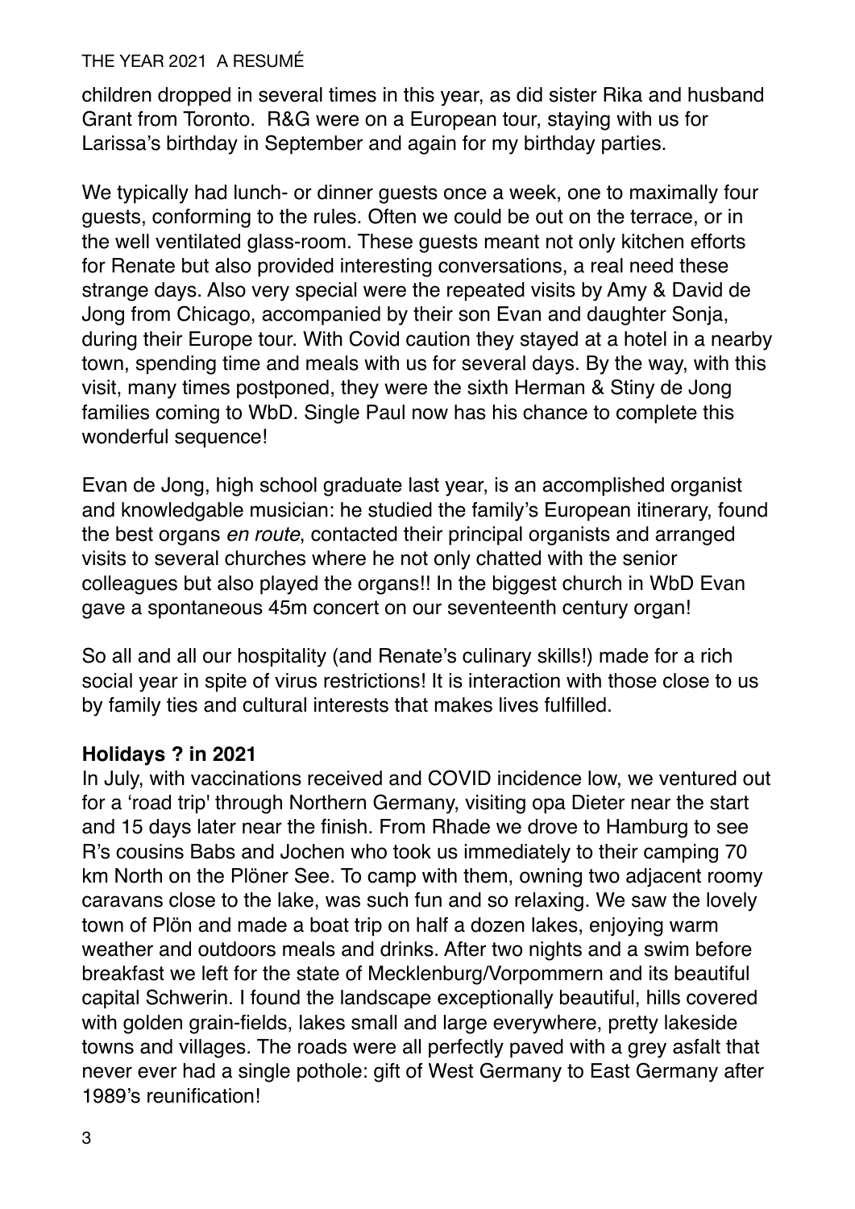children dropped in several times in this year, as did sister Rika and husband Grant from Toronto. R&G were on a European tour, staying with us for Larissa's birthday in September and again for my birthday parties.

We typically had lunch- or dinner guests once a week, one to maximally four guests, conforming to the rules. Often we could be out on the terrace, or in the well ventilated glass-room. These guests meant not only kitchen efforts for Renate but also provided interesting conversations, a real need these strange days. Also very special were the repeated visits by Amy & David de Jong from Chicago, accompanied by their son Evan and daughter Sonja, during their Europe tour. With Covid caution they stayed at a hotel in a nearby town, spending time and meals with us for several days. By the way, with this visit, many times postponed, they were the sixth Herman & Stiny de Jong families coming to WbD. Single Paul now has his chance to complete this wonderful sequence!

Evan de Jong, high school graduate last year, is an accomplished organist and knowledgable musician: he studied the family's European itinerary, found the best organs *en route*, contacted their principal organists and arranged visits to several churches where he not only chatted with the senior colleagues but also played the organs!! In the biggest church in WbD Evan gave a spontaneous 45m concert on our seventeenth century organ!

So all and all our hospitality (and Renate's culinary skills!) made for a rich social year in spite of virus restrictions! It is interaction with those close to us by family ties and cultural interests that makes lives fulfilled.

**Holidays ? in 2021**

In July, with vaccinations received and COVID incidence low, we ventured out for a 'road trip' through Northern Germany, visiting opa Dieter near the start and 15 days later near the finish. From Rhade we drove to Hamburg to see R's cousins Babs and Jochen who took us immediately to their camping 70 km North on the Plöner See. To camp with them, owning two adjacent roomy caravans close to the lake, was such fun and so relaxing. We saw the lovely town of Plön and made a boat trip on half a dozen lakes, enjoying warm weather and outdoors meals and drinks. After two nights and a swim before breakfast we left for the state of Mecklenburg/Vorpommern and its beautiful capital Schwerin. I found the landscape exceptionally beautiful, hills covered with golden grain-fields, lakes small and large everywhere, pretty lakeside towns and villages. The roads were all perfectly paved with a grey asfalt that never ever had a single pothole: gift of West Germany to East Germany after 1989's reunification!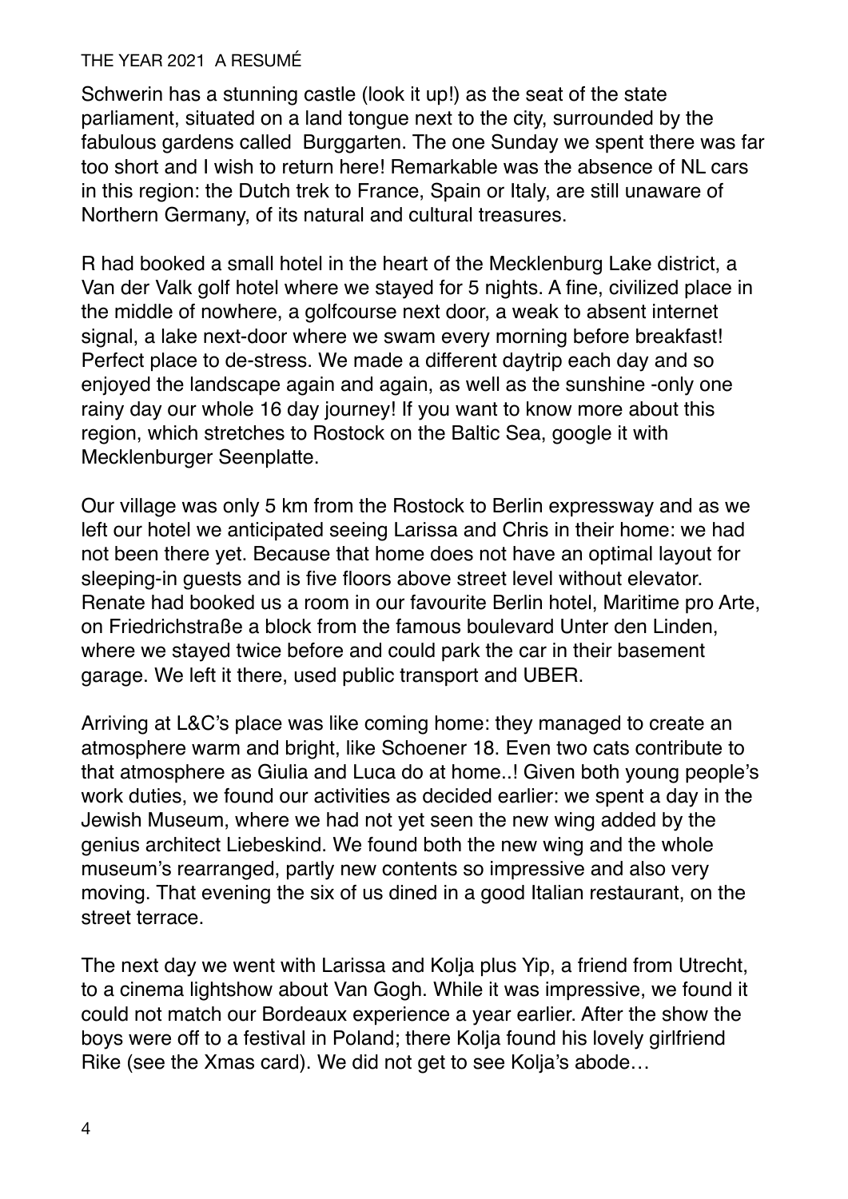Schwerin has a stunning castle (look it up!) as the seat of the state parliament, situated on a land tongue next to the city, surrounded by the fabulous gardens called  Burggarten. The one Sunday we spent there was far too short and I wish to return here! Remarkable was the absence of NL cars in this region: the Dutch trek to France, Spain or Italy, are still unaware of Northern Germany, of its natural and cultural treasures.

R had booked a small hotel in the heart of the Mecklenburg Lake district, a Van der Valk golf hotel where we stayed for 5 nights. A fine, civilized place in the middle of nowhere, a golfcourse next door, a weak to absent internet signal, a lake next-door where we swam every morning before breakfast! Perfect place to de-stress. We made a different daytrip each day and so enjoyed the landscape again and again, as well as the sunshine -only one rainy day our whole 16 day journey! If you want to know more about this region, which stretches to Rostock on the Baltic Sea, google it with Mecklenburger Seenplatte.

Our village was only 5 km from the Rostock to Berlin expressway and as we left our hotel we anticipated seeing Larissa and Chris in their home: we had not been there yet. Because that home does not have an optimal layout for sleeping-in guests and is five floors above street level without elevator. Renate had booked us a room in our favourite Berlin hotel, Maritime pro Arte, on Friedrichstraße a block from the famous boulevard Unter den Linden, where we stayed twice before and could park the car in their basement garage. We left it there, used public transport and UBER.

Arriving at L&C's place was like coming home: they managed to create an atmosphere warm and bright, like Schoener 18. Even two cats contribute to that atmosphere as Giulia and Luca do at home..! Given both young people's work duties, we found our activities as decided earlier: we spent a day in the Jewish Museum, where we had not yet seen the new wing added by the genius architect Liebeskind. We found both the new wing and the whole museum's rearranged, partly new contents so impressive and also very moving. That evening the six of us dined in a good Italian restaurant, on the street terrace.

The next day we went with Larissa and Kolja plus Yip, a friend from Utrecht, to a cinema lightshow about Van Gogh. While it was impressive, we found it could not match our Bordeaux experience a year earlier. After the show the boys were off to a festival in Poland; there Kolja found his lovely girlfriend Rike (see the Xmas card). We did not get to see Kolja's abode…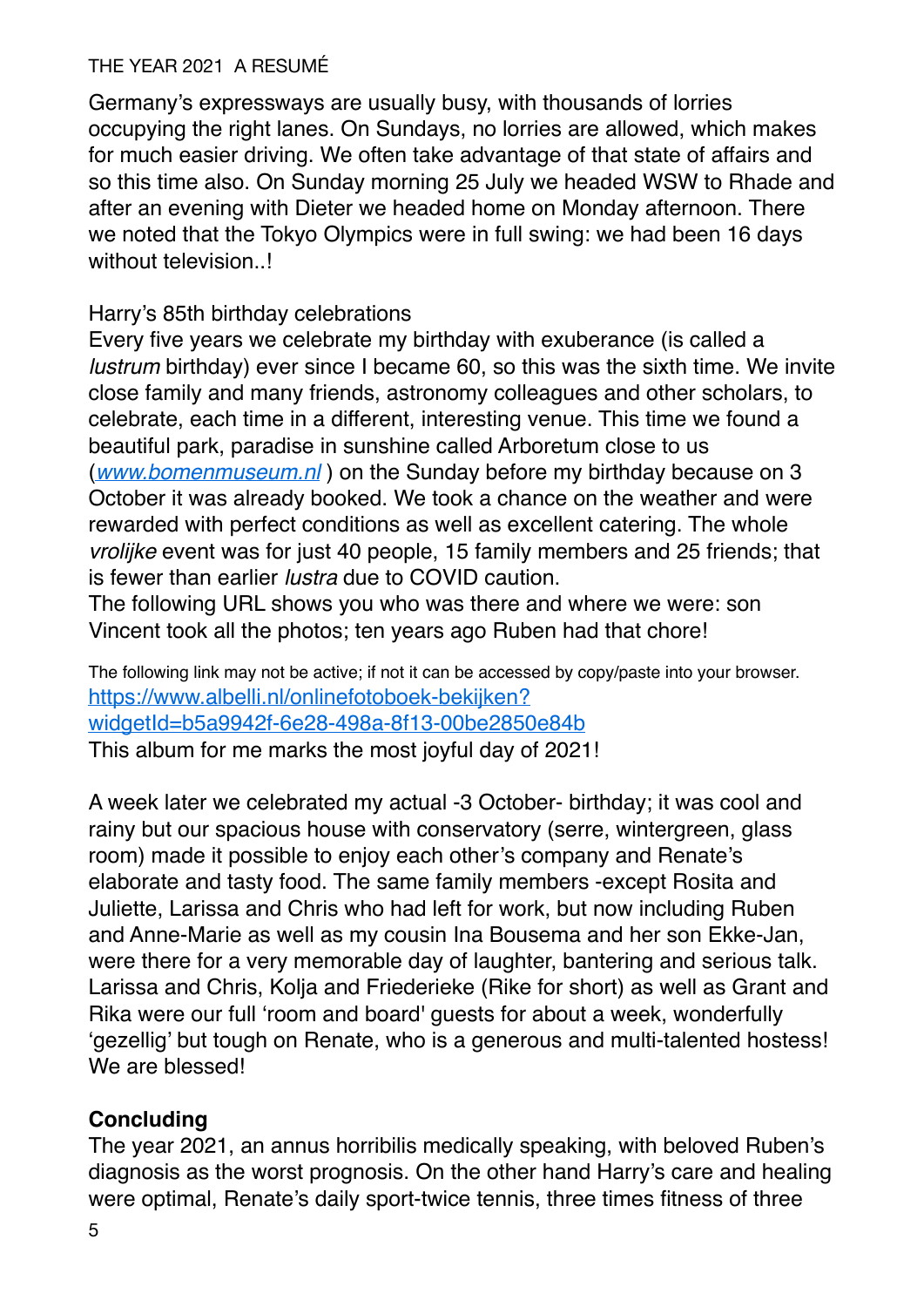Germany's expressways are usually busy, with thousands of lorries occupying the right lanes. On Sundays, no lorries are allowed, which makes for much easier driving. We often take advantage of that state of affairs and so this time also. On Sunday morning 25 July we headed WSW to Rhade and after an evening with Dieter we headed home on Monday afternoon. There we noted that the Tokyo Olympics were in full swing: we had been 16 days without television..!

Harry's 85th birthday celebrations

Every five years we celebrate my birthday with exuberance (is called a *lustrum* birthday) ever since I became 60, so this was the sixth time. We invite close family and many friends, astronomy colleagues and other scholars, to celebrate, each time in a different, interesting venue. This time we found a beautiful park, paradise in sunshine called Arboretum close to us (*www.bomenmuseum.nl* ) on the Sunday before my birthday because on 3 October it was already booked. We took a chance on the weather and were rewarded with perfect conditions as well as excellent catering. The whole *vrolijke* event was for just 40 people, 15 family members and 25 friends; that is fewer than earlier *lustra* due to COVID caution.
The following URL shows you who was there and where we were: son Vincent took all the photos; ten years ago Ruben had that chore!

The following link may not be active; if not it can be accessed by copy/paste into your browser.
https://www.albelli.nl/onlinefotoboek-bekijken?widgetId=b5a9942f-6e28-498a-8f13-00be2850e84b
This album for me marks the most joyful day of 2021!

A week later we celebrated my actual -3 October- birthday; it was cool and rainy but our spacious house with conservatory (serre, wintergreen, glass room) made it possible to enjoy each other's company and Renate's elaborate and tasty food. The same family members -except Rosita and Juliette, Larissa and Chris who had left for work, but now including Ruben and Anne-Marie as well as my cousin Ina Bousema and her son Ekke-Jan, were there for a very memorable day of laughter, bantering and serious talk. Larissa and Chris, Kolja and Friederieke (Rike for short) as well as Grant and Rika were our full 'room and board' guests for about a week, wonderfully 'gezellig' but tough on Renate, who is a generous and multi-talented hostess! We are blessed!

**Concluding**

The year 2021, an annus horribilis medically speaking, with beloved Ruben's diagnosis as the worst prognosis. On the other hand Harry's care and healing were optimal, Renate's daily sport-twice tennis, three times fitness of three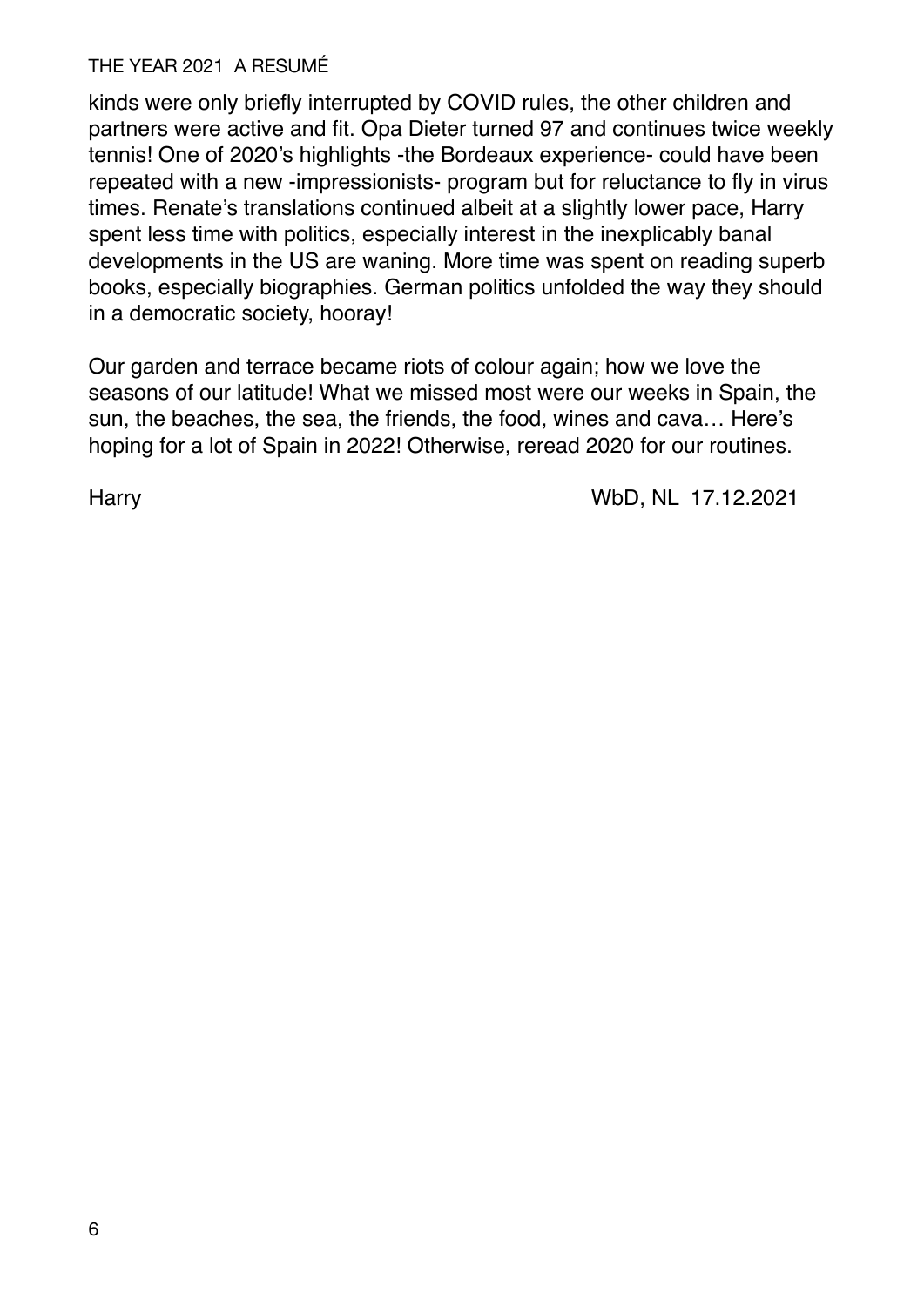kinds were only briefly interrupted by COVID rules, the other children and partners were active and fit. Opa Dieter turned 97 and continues twice weekly tennis! One of 2020's highlights -the Bordeaux experience- could have been repeated with a new -impressionists- program but for reluctance to fly in virus times. Renate's translations continued albeit at a slightly lower pace, Harry spent less time with politics, especially interest in the inexplicably banal developments in the US are waning. More time was spent on reading superb books, especially biographies. German politics unfolded the way they should in a democratic society, hooray!

Our garden and terrace became riots of colour again; how we love the seasons of our latitude! What we missed most were our weeks in Spain, the sun, the beaches, the sea, the friends, the food, wines and cava… Here's hoping for a lot of Spain in 2022! Otherwise, reread 2020 for our routines.

Harry WbD, NL 17.12.2021